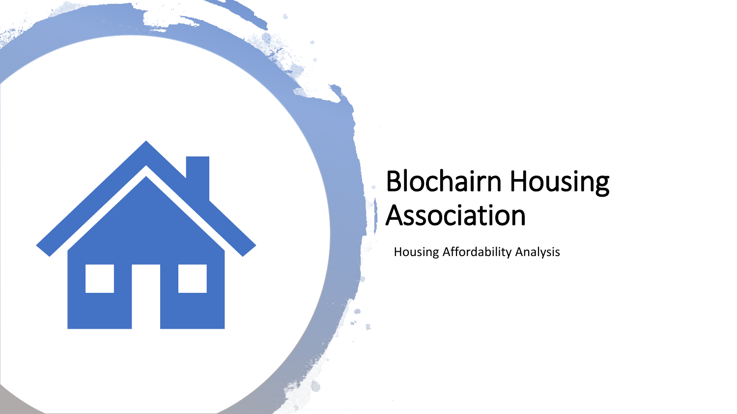# Blochairn Housing Association

Housing Affordability Analysis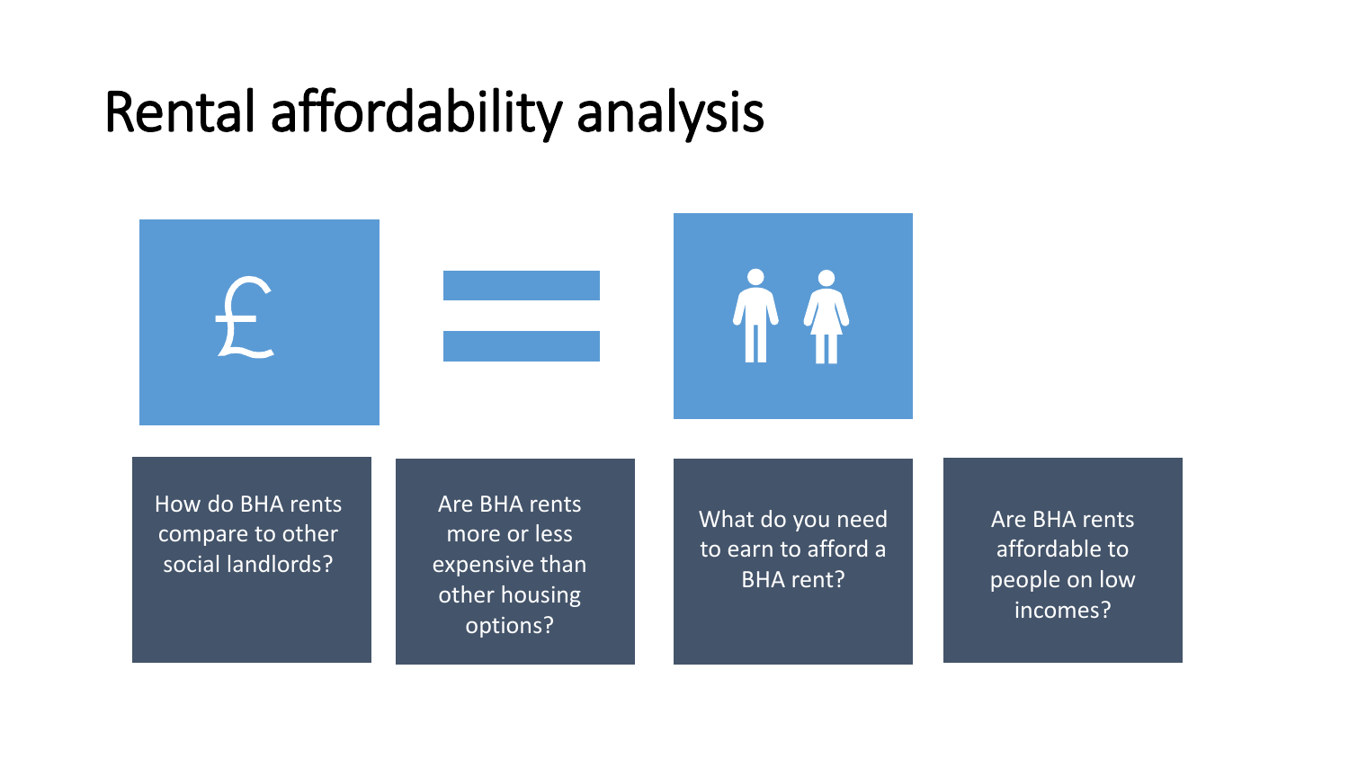# Rental affordability analysis

- How do BHA rents compare to other social landlords?
- Are BHA rents more or less expensive than other housing options?
- What do you need to earn to afford a BHA rent?
- Are BHA rents affordable to people on low incomes?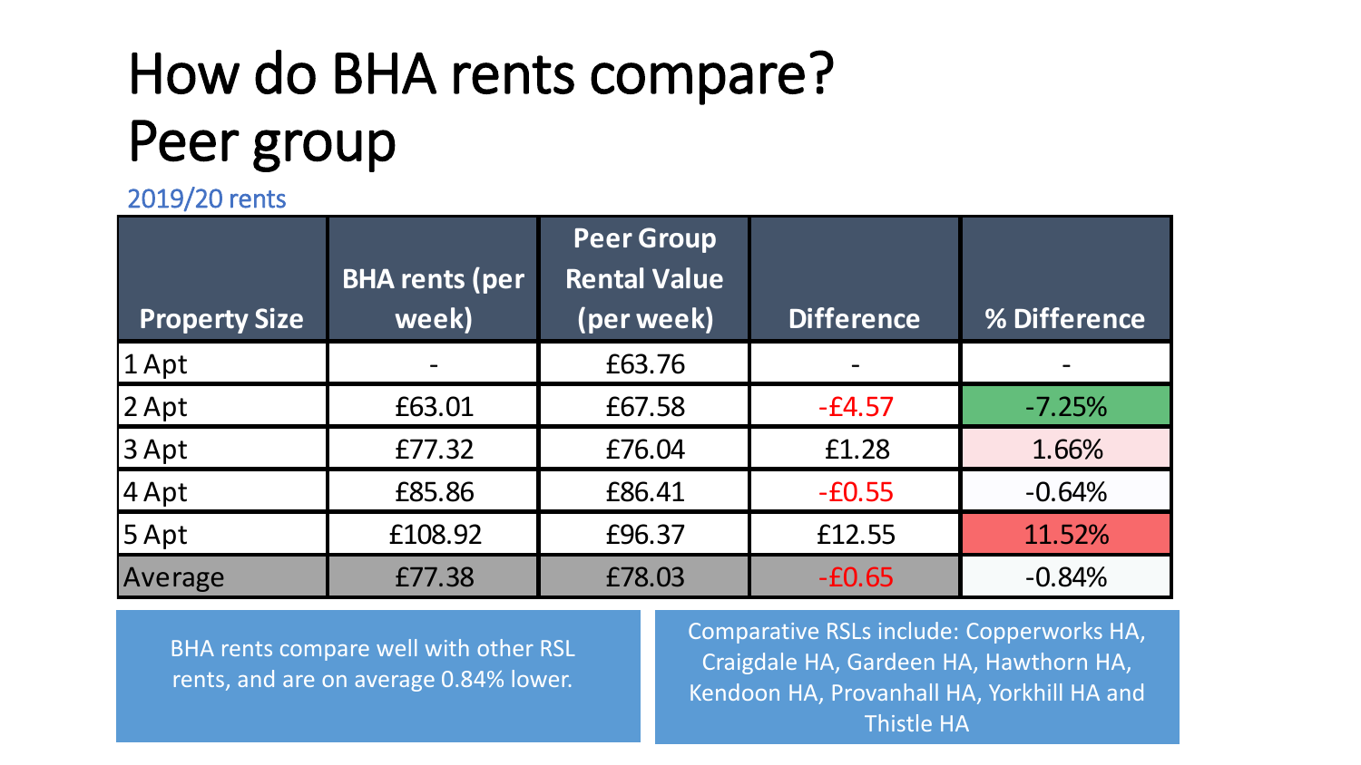# How do BHA rents compare? Peer group

2019/20 rents

| Property Size | BHA rents (per week) | Peer Group Rental Value (per week) | Difference | % Difference |
|---|---|---|---|---|
| 1 Apt | - | £63.76 | - | - |
| 2 Apt | £63.01 | £67.58 | -£4.57 | -7.25% |
| 3 Apt | £77.32 | £76.04 | £1.28 | 1.66% |
| 4 Apt | £85.86 | £86.41 | -£0.55 | -0.64% |
| 5 Apt | £108.92 | £96.37 | £12.55 | 11.52% |
| Average | £77.38 | £78.03 | -£0.65 | -0.84% |

BHA rents compare well with other RSL rents, and are on average 0.84% lower.

Comparative RSLs include: Copperworks HA, Craigdale HA, Gardeen HA, Hawthorn HA, Kendoon HA, Provanhall HA, Yorkhill HA and Thistle HA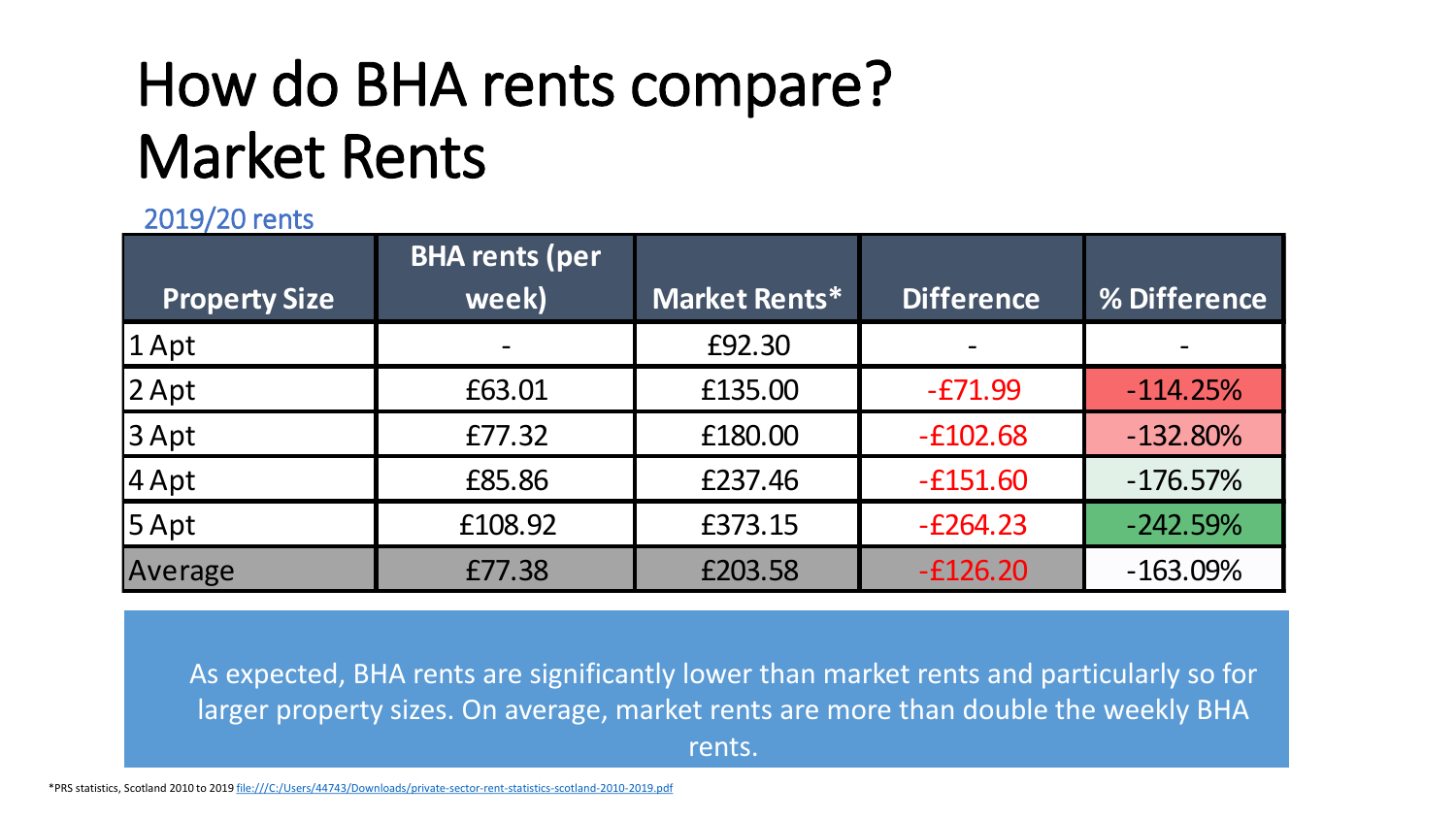# How do BHA rents compare? Market Rents

2019/20 rents

| Property Size | BHA rents (per week) | Market Rents* | Difference | % Difference |
|---|---|---|---|---|
| 1 Apt | - | £92.30 | - | - |
| 2 Apt | £63.01 | £135.00 | -£71.99 | -114.25% |
| 3 Apt | £77.32 | £180.00 | -£102.68 | -132.80% |
| 4 Apt | £85.86 | £237.46 | -£151.60 | -176.57% |
| 5 Apt | £108.92 | £373.15 | -£264.23 | -242.59% |
| Average | £77.38 | £203.58 | -£126.20 | -163.09% |

As expected, BHA rents are significantly lower than market rents and particularly so for larger property sizes. On average, market rents are more than double the weekly BHA rents.

*PRS statistics, Scotland 2010 to 2019 file:///C:/Users/44743/Downloads/private-sector-rent-statistics-scotland-2010-2019.pdf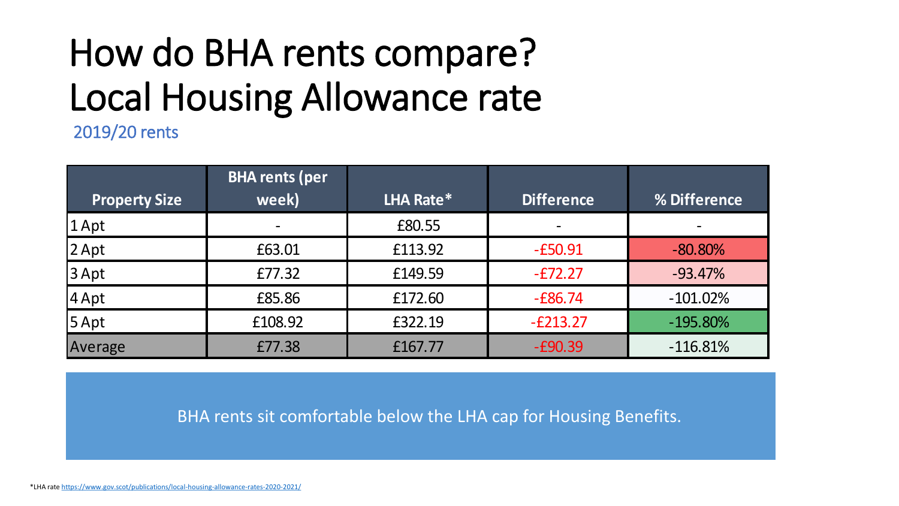# How do BHA rents compare? Local Housing Allowance rate

2019/20 rents

| Property Size | BHA rents (per week) | LHA Rate* | Difference | % Difference |
|---|---|---|---|---|
| 1 Apt | - | £80.55 | - | - |
| 2 Apt | £63.01 | £113.92 | -£50.91 | -80.80% |
| 3 Apt | £77.32 | £149.59 | -£72.27 | -93.47% |
| 4 Apt | £85.86 | £172.60 | -£86.74 | -101.02% |
| 5 Apt | £108.92 | £322.19 | -£213.27 | -195.80% |
| Average | £77.38 | £167.77 | -£90.39 | -116.81% |

BHA rents sit comfortable below the LHA cap for Housing Benefits.

*LHA rate https://www.gov.scot/publications/local-housing-allowance-rates-2020-2021/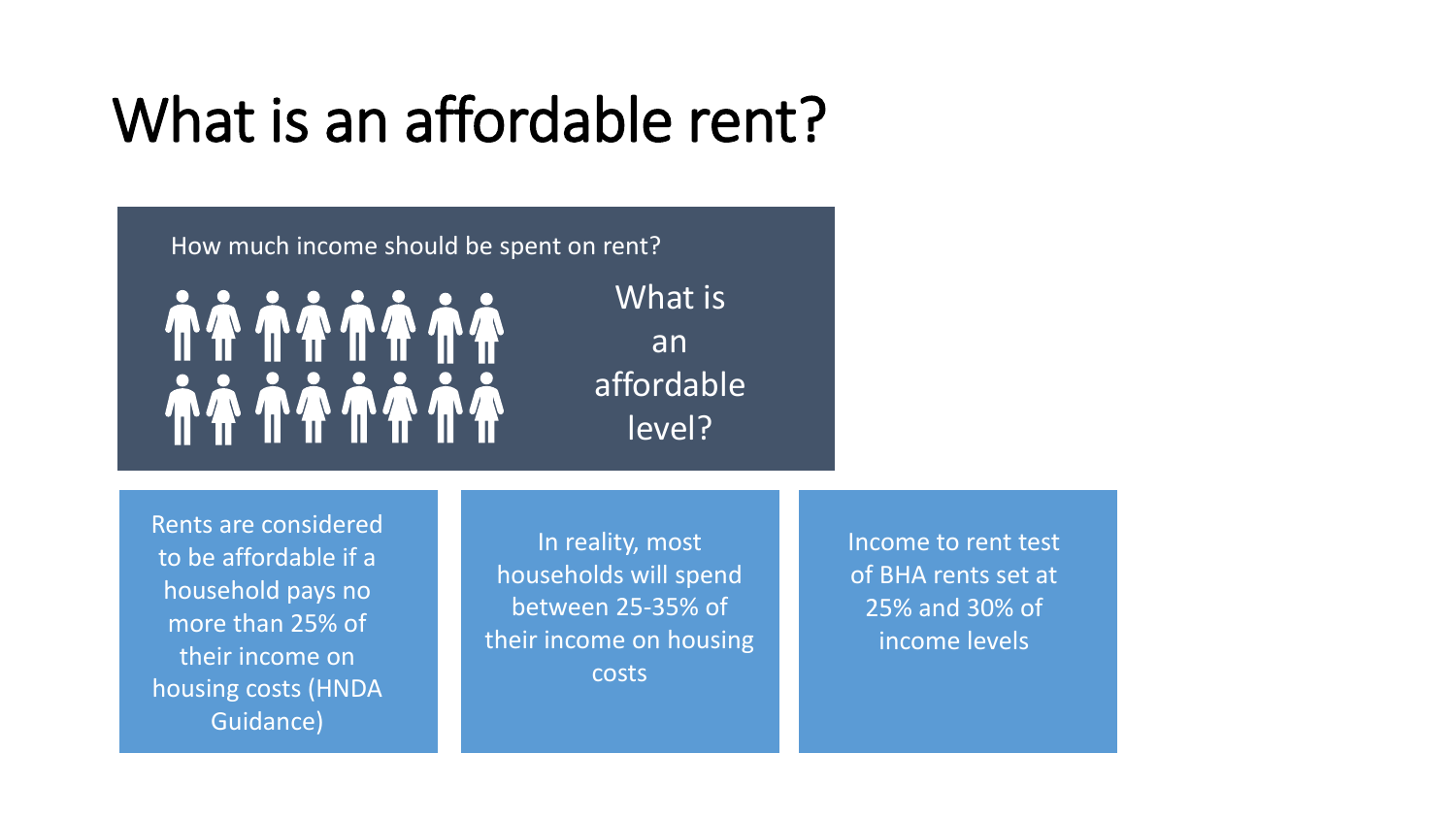# What is an affordable rent?

How much income should be spent on rent?

What is an affordable level?

Rents are considered to be affordable if a household pays no more than 25% of their income on housing costs (HNDA Guidance)

In reality, most households will spend between 25-35% of their income on housing costs

Income to rent test of BHA rents set at 25% and 30% of income levels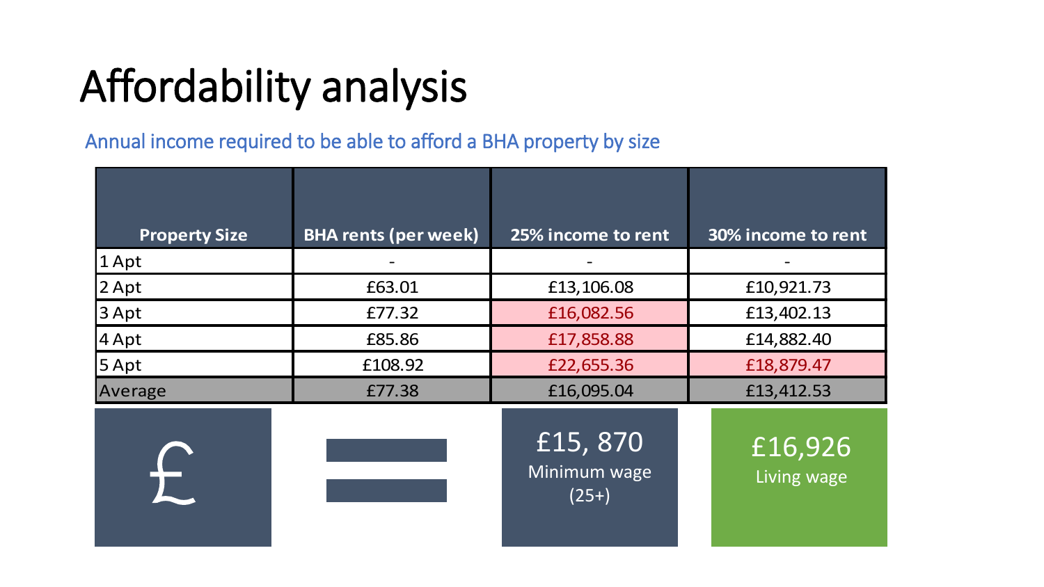# Affordability analysis

Annual income required to be able to afford a BHA property by size

| Property Size | BHA rents (per week) | 25% income to rent | 30% income to rent |
|---|---|---|---|
| 1 Apt | - | - | - |
| 2 Apt | £63.01 | £13,106.08 | £10,921.73 |
| 3 Apt | £77.32 | £16,082.56 | £13,402.13 |
| 4 Apt | £85.86 | £17,858.88 | £14,882.40 |
| 5 Apt | £108.92 | £22,655.36 | £18,879.47 |
| Average | £77.38 | £16,095.04 | £13,412.53 |

£ =

£15, 870
Minimum wage (25+)

£16,926
Living wage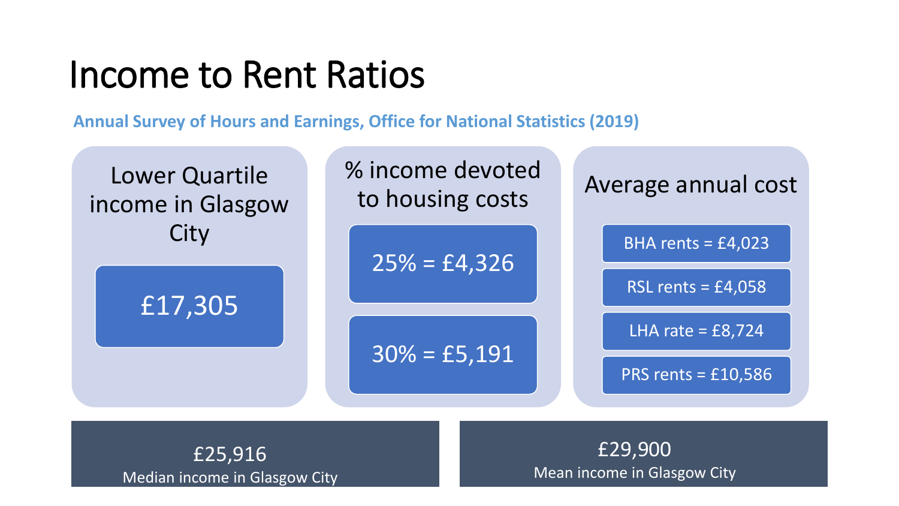# Income to Rent Ratios

**Annual Survey of Hours and Earnings, Office for National Statistics (2019)**

### Lower Quartile income in Glasgow City

£17,305

### % income devoted to housing costs

25% = £4,326

30% = £5,191

### Average annual cost

- BHA rents = £4,023
- RSL rents = £4,058
- LHA rate = £8,724
- PRS rents = £10,586

£25,916
Median income in Glasgow City

£29,900
Mean income in Glasgow City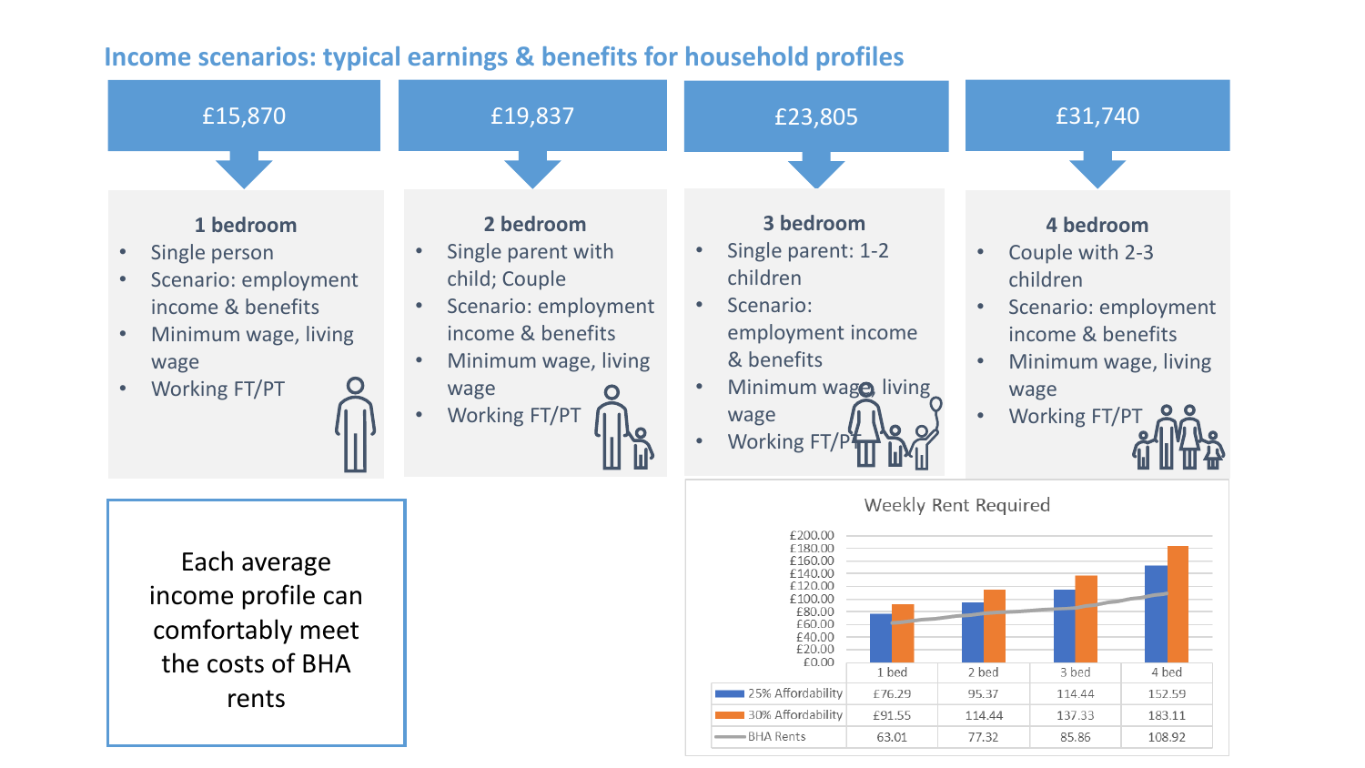## Income scenarios: typical earnings & benefits for household profiles

**£15,870**

**1 bedroom**

- Single person
- Scenario: employment income & benefits
- Minimum wage, living wage
- Working FT/PT

**£19,837**

**2 bedroom**

- Single parent with child; Couple
- Scenario: employment income & benefits
- Minimum wage, living wage
- Working FT/PT

**£23,805**

**3 bedroom**

- Single parent: 1-2 children
- Scenario: employment income & benefits
- Minimum wage, living wage
- Working FT/PT

**£31,740**

**4 bedroom**

- Couple with 2-3 children
- Scenario: employment income & benefits
- Minimum wage, living wage
- Working FT/PT

Each average income profile can comfortably meet the costs of BHA rents

**Weekly Rent Required**

| | 1 bed | 2 bed | 3 bed | 4 bed |
|---|---|---|---|---|
| 25% Affordability | £76.29 | 95.37 | 114.44 | 152.59 |
| 30% Affordability | £91.55 | 114.44 | 137.33 | 183.11 |
| BHA Rents | 63.01 | 77.32 | 85.86 | 108.92 |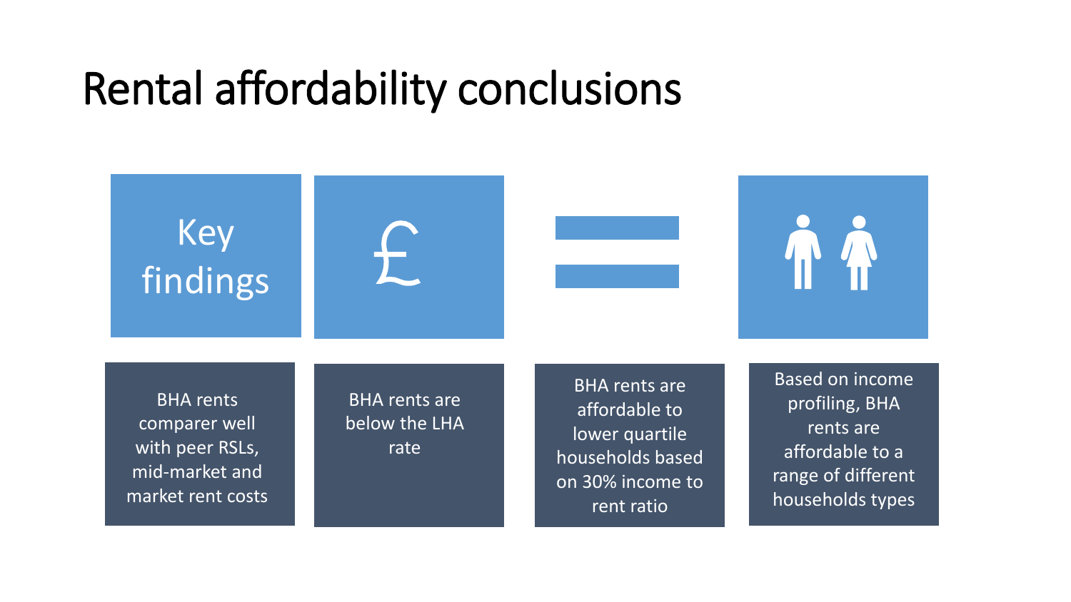# Rental affordability conclusions

Key findings

£

BHA rents comparer well with peer RSLs, mid-market and market rent costs

BHA rents are below the LHA rate

BHA rents are affordable to lower quartile households based on 30% income to rent ratio

Based on income profiling, BHA rents are affordable to a range of different households types